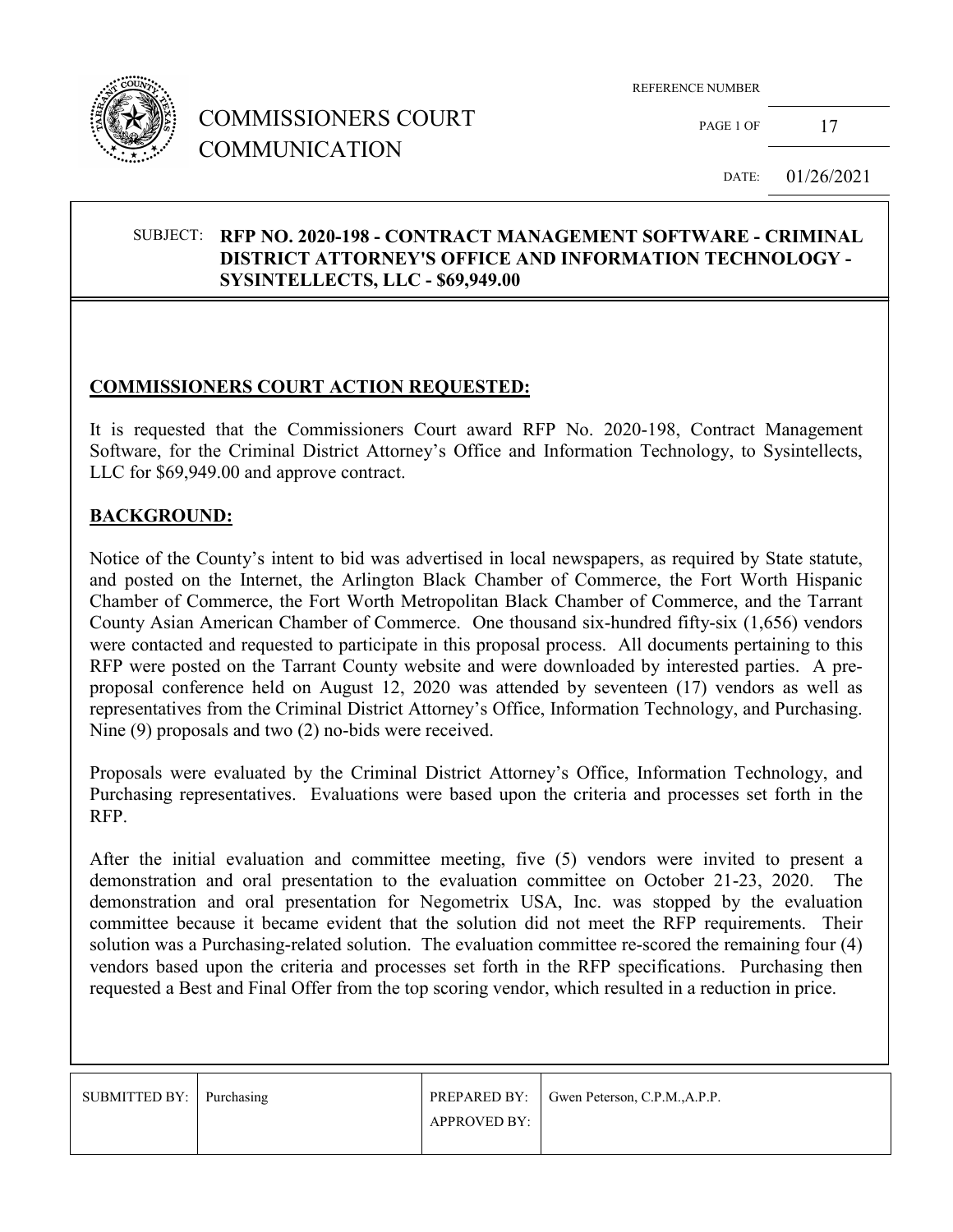# COMMISSIONERS COURT COMMUNICATION

REFERENCE NUMBER

PAGE 1 OF 17

DATE: 01/26/2021

SUBJECT: **RFP NO. 2020-198 - CONTRACT MANAGEMENT SOFTWARE - CRIMINAL DISTRICT ATTORNEY'S OFFICE AND INFORMATION TECHNOLOGY - SYSINTELLECTS, LLC - $69,949.00**

## COMMISSIONERS COURT ACTION REQUESTED:

It is requested that the Commissioners Court award RFP No. 2020-198, Contract Management Software, for the Criminal District Attorney's Office and Information Technology, to Sysintellects, LLC for $69,949.00 and approve contract.

## BACKGROUND:

Notice of the County's intent to bid was advertised in local newspapers, as required by State statute, and posted on the Internet, the Arlington Black Chamber of Commerce, the Fort Worth Hispanic Chamber of Commerce, the Fort Worth Metropolitan Black Chamber of Commerce, and the Tarrant County Asian American Chamber of Commerce. One thousand six-hundred fifty-six (1,656) vendors were contacted and requested to participate in this proposal process. All documents pertaining to this RFP were posted on the Tarrant County website and were downloaded by interested parties. A pre-proposal conference held on August 12, 2020 was attended by seventeen (17) vendors as well as representatives from the Criminal District Attorney's Office, Information Technology, and Purchasing. Nine (9) proposals and two (2) no-bids were received.

Proposals were evaluated by the Criminal District Attorney's Office, Information Technology, and Purchasing representatives. Evaluations were based upon the criteria and processes set forth in the RFP.

After the initial evaluation and committee meeting, five (5) vendors were invited to present a demonstration and oral presentation to the evaluation committee on October 21-23, 2020. The demonstration and oral presentation for Negometrix USA, Inc. was stopped by the evaluation committee because it became evident that the solution did not meet the RFP requirements. Their solution was a Purchasing-related solution. The evaluation committee re-scored the remaining four (4) vendors based upon the criteria and processes set forth in the RFP specifications. Purchasing then requested a Best and Final Offer from the top scoring vendor, which resulted in a reduction in price.

| SUBMITTED BY: | Purchasing | PREPARED BY: | Gwen Peterson, C.P.M.,A.P.P. |
|---|---|---|---|
| | | APPROVED BY: | |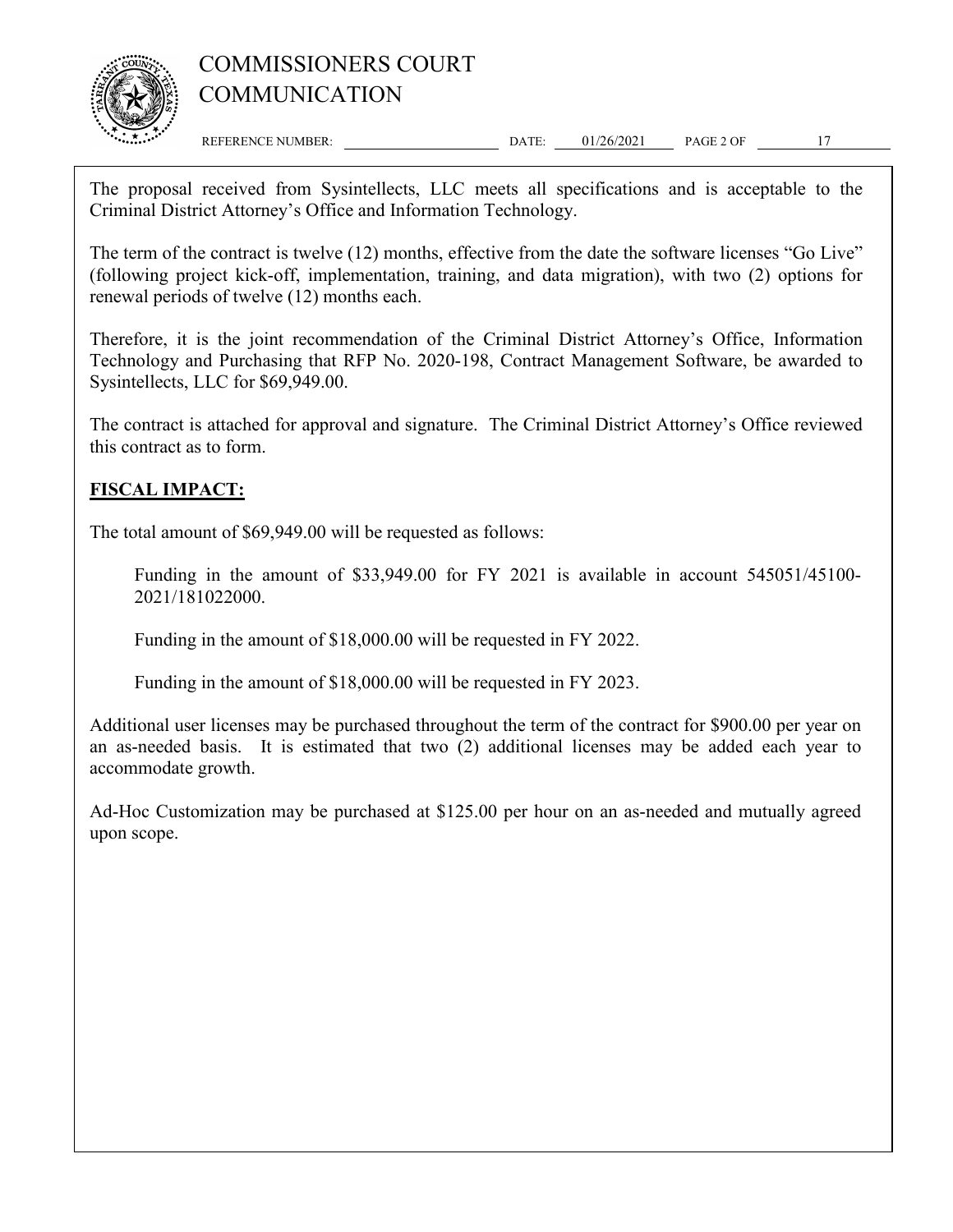The proposal received from Sysintellects, LLC meets all specifications and is acceptable to the Criminal District Attorney's Office and Information Technology.

The term of the contract is twelve (12) months, effective from the date the software licenses "Go Live" (following project kick-off, implementation, training, and data migration), with two (2) options for renewal periods of twelve (12) months each.

Therefore, it is the joint recommendation of the Criminal District Attorney's Office, Information Technology and Purchasing that RFP No. 2020-198, Contract Management Software, be awarded to Sysintellects, LLC for $69,949.00.

The contract is attached for approval and signature. The Criminal District Attorney's Office reviewed this contract as to form.

## **FISCAL IMPACT:**

The total amount of $69,949.00 will be requested as follows:

> Funding in the amount of $33,949.00 for FY 2021 is available in account 545051/45100-2021/181022000.
>
> Funding in the amount of $18,000.00 will be requested in FY 2022.
>
> Funding in the amount of $18,000.00 will be requested in FY 2023.

Additional user licenses may be purchased throughout the term of the contract for $900.00 per year on an as-needed basis. It is estimated that two (2) additional licenses may be added each year to accommodate growth.

Ad-Hoc Customization may be purchased at $125.00 per hour on an as-needed and mutually agreed upon scope.